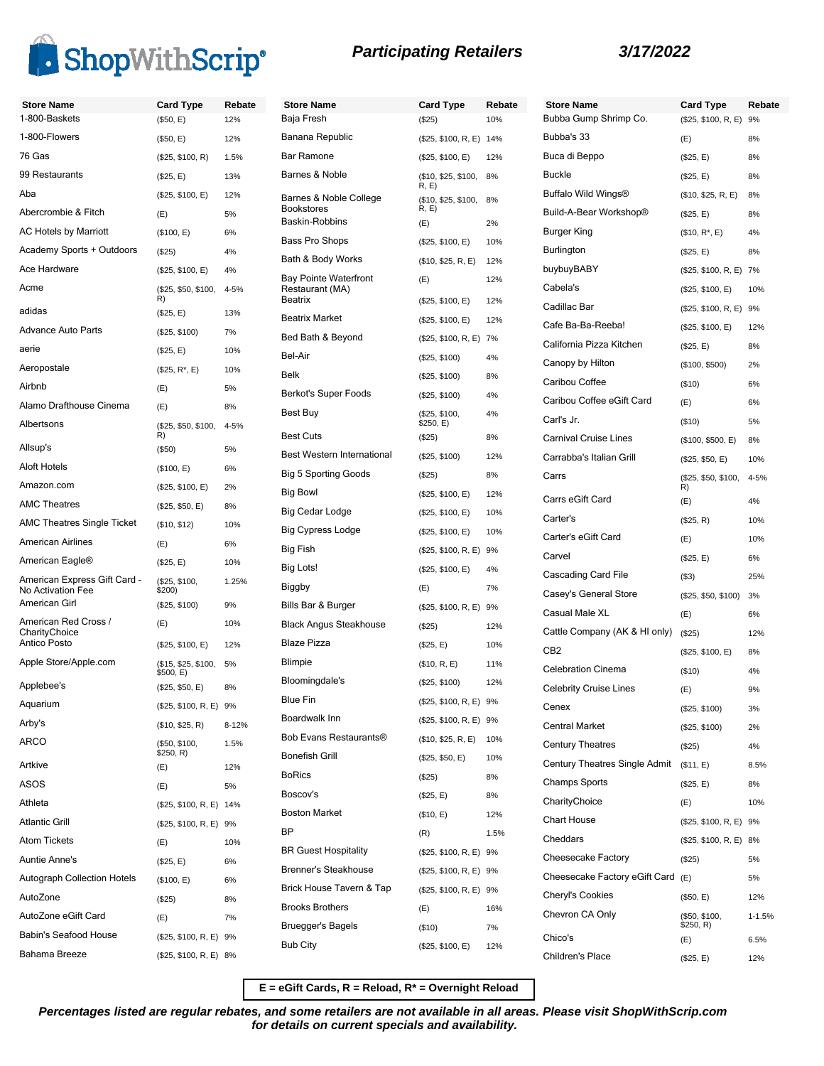# ShopWithScrip®

## Participating Retailers

**3/17/2022**

| Store Name | Card Type | Rebate |
|---|---|---|
| 1-800-Baskets | ($50, E) | 12% |
| 1-800-Flowers | ($50, E) | 12% |
| 76 Gas | ($25, $100, R) | 1.5% |
| 99 Restaurants | ($25, E) | 13% |
| Aba | ($25, $100, E) | 12% |
| Abercrombie & Fitch | (E) | 5% |
| AC Hotels by Marriott | ($100, E) | 6% |
| Academy Sports + Outdoors | ($25) | 4% |
| Ace Hardware | ($25, $100, E) | 4% |
| Acme | ($25, $50, $100, R) | 4-5% |
| adidas | ($25, E) | 13% |
| Advance Auto Parts | ($25, $100) | 7% |
| aerie | ($25, E) | 10% |
| Aeropostale | ($25, R*, E) | 10% |
| Airbnb | (E) | 5% |
| Alamo Drafthouse Cinema | (E) | 8% |
| Albertsons | ($25, $50, $100, R) | 4-5% |
| Allsup's | ($50) | 5% |
| Aloft Hotels | ($100, E) | 6% |
| Amazon.com | ($25, $100, E) | 2% |
| AMC Theatres | ($25, $50, E) | 8% |
| AMC Theatres Single Ticket | ($10, $12) | 10% |
| American Airlines | (E) | 6% |
| American Eagle® | ($25, E) | 10% |
| American Express Gift Card - No Activation Fee | ($25, $100, $200) | 1.25% |
| American Girl | ($25, $100) | 9% |
| American Red Cross / CharityChoice | (E) | 10% |
| Antico Posto | ($25, $100, E) | 12% |
| Apple Store/Apple.com | ($15, $25, $100, $500, E) | 5% |
| Applebee's | ($25, $50, E) | 8% |
| Aquarium | ($25, $100, R, E) | 9% |
| Arby's | ($10, $25, R) | 8-12% |
| ARCO | ($50, $100, $250, R) | 1.5% |
| Artkive | (E) | 12% |
| ASOS | (E) | 5% |
| Athleta | ($25, $100, R, E) | 14% |
| Atlantic Grill | ($25, $100, R, E) | 9% |
| Atom Tickets | (E) | 10% |
| Auntie Anne's | ($25, E) | 6% |
| Autograph Collection Hotels | ($100, E) | 6% |
| AutoZone | ($25) | 8% |
| AutoZone eGift Card | (E) | 7% |
| Babin's Seafood House | ($25, $100, R, E) | 9% |
| Bahama Breeze | ($25, $100, R, E) | 8% |
| Baja Fresh | ($25) | 10% |
| Banana Republic | ($25, $100, R, E) | 14% |
| Bar Ramone | ($25, $100, E) | 12% |
| Barnes & Noble | ($10, $25, $100, R, E) | 8% |
| Barnes & Noble College Bookstores | ($10, $25, $100, R, E) | 8% |
| Baskin-Robbins | (E) | 2% |
| Bass Pro Shops | ($25, $100, E) | 10% |
| Bath & Body Works | ($10, $25, R, E) | 12% |
| Bay Pointe Waterfront Restaurant (MA) | (E) | 12% |
| Beatrix | ($25, $100, E) | 12% |
| Beatrix Market | ($25, $100, E) | 12% |
| Bed Bath & Beyond | ($25, $100, R, E) | 7% |
| Bel-Air | ($25, $100) | 4% |
| Belk | ($25, $100) | 8% |
| Berkot's Super Foods | ($25, $100) | 4% |
| Best Buy | ($25, $100, $250, E) | 4% |
| Best Cuts | ($25) | 8% |
| Best Western International | ($25, $100) | 12% |
| Big 5 Sporting Goods | ($25) | 8% |
| Big Bowl | ($25, $100, E) | 12% |
| Big Cedar Lodge | ($25, $100, E) | 10% |
| Big Cypress Lodge | ($25, $100, E) | 10% |
| Big Fish | ($25, $100, R, E) | 9% |
| Big Lots! | ($25, $100, E) | 4% |
| Biggby | (E) | 7% |
| Bills Bar & Burger | ($25, $100, R, E) | 9% |
| Black Angus Steakhouse | ($25) | 12% |
| Blaze Pizza | ($25, E) | 10% |
| Blimpie | ($10, R, E) | 11% |
| Bloomingdale's | ($25, $100) | 12% |
| Blue Fin | ($25, $100, R, E) | 9% |
| Boardwalk Inn | ($25, $100, R, E) | 9% |
| Bob Evans Restaurants® | ($10, $25, R, E) | 10% |
| Bonefish Grill | ($25, $50, E) | 10% |
| BoRics | ($25) | 8% |
| Boscov's | ($25, E) | 8% |
| Boston Market | ($10, E) | 12% |
| BP | (R) | 1.5% |
| BR Guest Hospitality | ($25, $100, R, E) | 9% |
| Brenner's Steakhouse | ($25, $100, R, E) | 9% |
| Brick House Tavern & Tap | ($25, $100, R, E) | 9% |
| Brooks Brothers | (E) | 16% |
| Bruegger's Bagels | ($10) | 7% |
| Bub City | ($25, $100, E) | 12% |
| Bubba Gump Shrimp Co. | ($25, $100, R, E) | 9% |
| Bubba's 33 | (E) | 8% |
| Buca di Beppo | ($25, E) | 8% |
| Buckle | ($25, E) | 8% |
| Buffalo Wild Wings® | ($10, $25, R, E) | 8% |
| Build-A-Bear Workshop® | ($25, E) | 8% |
| Burger King | ($10, R*, E) | 4% |
| Burlington | ($25, E) | 8% |
| buybuyBABY | ($25, $100, R, E) | 7% |
| Cabela's | ($25, $100, E) | 10% |
| Cadillac Bar | ($25, $100, R, E) | 9% |
| Cafe Ba-Ba-Reeba! | ($25, $100, E) | 12% |
| California Pizza Kitchen | ($25, E) | 8% |
| Canopy by Hilton | ($100, $500) | 2% |
| Caribou Coffee | ($10) | 6% |
| Caribou Coffee eGift Card | (E) | 6% |
| Carl's Jr. | ($10) | 5% |
| Carnival Cruise Lines | ($100, $500, E) | 8% |
| Carrabba's Italian Grill | ($25, $50, E) | 10% |
| Carrs | ($25, $50, $100, R) | 4-5% |
| Carrs eGift Card | (E) | 4% |
| Carter's | ($25, R) | 10% |
| Carter's eGift Card | (E) | 10% |
| Carvel | ($25, E) | 6% |
| Cascading Card File | ($3) | 25% |
| Casey's General Store | ($25, $50, $100) | 3% |
| Casual Male XL | (E) | 6% |
| Cattle Company (AK & HI only) | ($25) | 12% |
| CB2 | ($25, $100, E) | 8% |
| Celebration Cinema | ($10) | 4% |
| Celebrity Cruise Lines | (E) | 9% |
| Cenex | ($25, $100) | 3% |
| Central Market | ($25, $100) | 2% |
| Century Theatres | ($25) | 4% |
| Century Theatres Single Admit | ($11, E) | 8.5% |
| Champs Sports | ($25, E) | 8% |
| CharityChoice | (E) | 10% |
| Chart House | ($25, $100, R, E) | 9% |
| Cheddars | ($25, $100, R, E) | 8% |
| Cheesecake Factory | ($25) | 5% |
| Cheesecake Factory eGift Card | (E) | 5% |
| Cheryl's Cookies | ($50, E) | 12% |
| Chevron CA Only | ($50, $100, $250, R) | 1-1.5% |
| Chico's | (E) | 6.5% |
| Children's Place | ($25, E) | 12% |

**E = eGift Cards, R = Reload, R* = Overnight Reload**

***Percentages listed are regular rebates, and some retailers are not available in all areas. Please visit ShopWithScrip.com for details on current specials and availability.***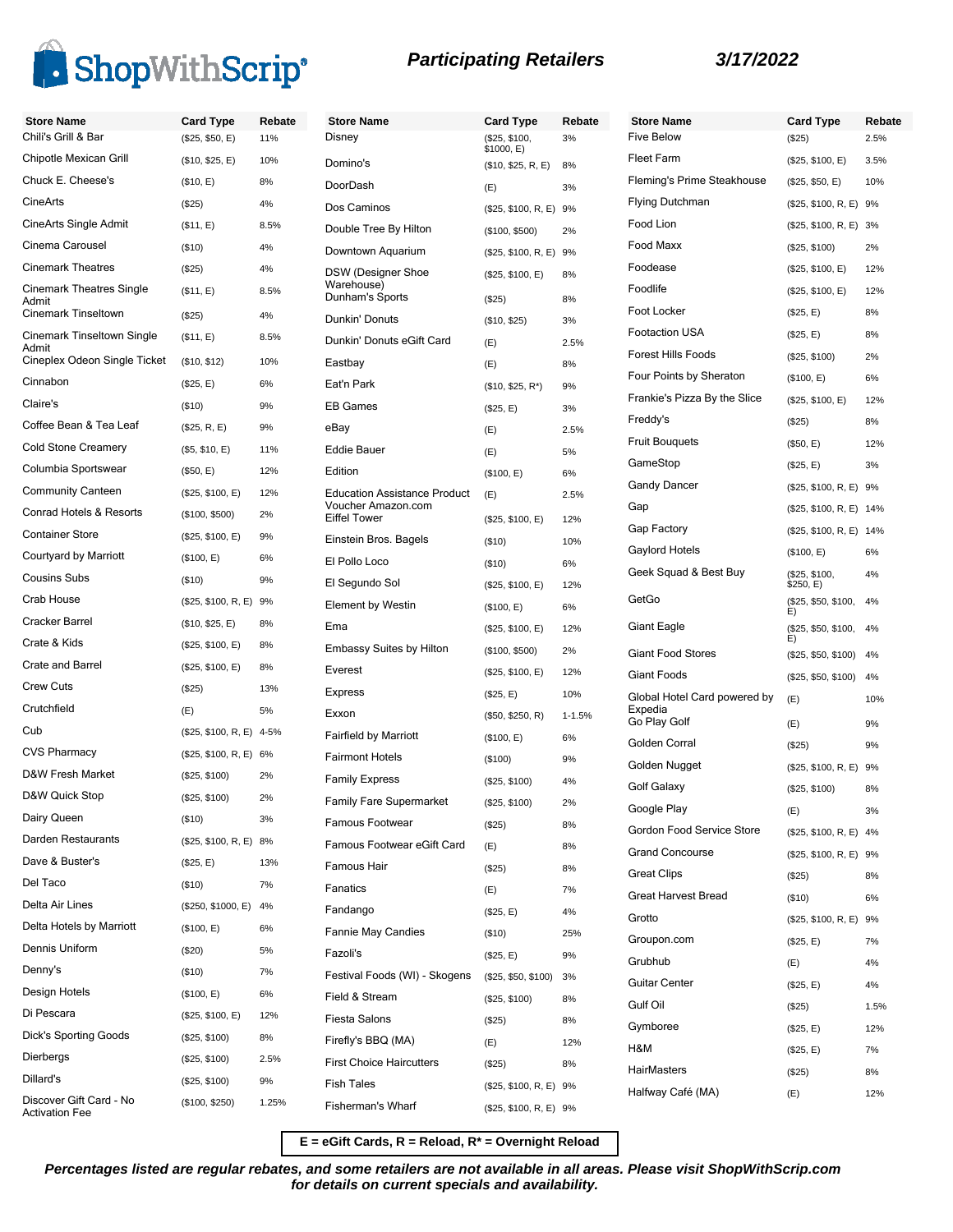# ShopWithScrip

## Participating Retailers

3/17/2022

| Store Name | Card Type | Rebate |
|---|---|---|
| Chili's Grill & Bar | ($25, $50, E) | 11% |
| Chipotle Mexican Grill | ($10, $25, E) | 10% |
| Chuck E. Cheese's | ($10, E) | 8% |
| CineArts | ($25) | 4% |
| CineArts Single Admit | ($11, E) | 8.5% |
| Cinema Carousel | ($10) | 4% |
| Cinemark Theatres | ($25) | 4% |
| Cinemark Theatres Single Admit | ($11, E) | 8.5% |
| Cinemark Tinseltown | ($25) | 4% |
| Cinemark Tinseltown Single Admit | ($11, E) | 8.5% |
| Cineplex Odeon Single Ticket | ($10, $12) | 10% |
| Cinnabon | ($25, E) | 6% |
| Claire's | ($10) | 9% |
| Coffee Bean & Tea Leaf | ($25, R, E) | 9% |
| Cold Stone Creamery | ($5, $10, E) | 11% |
| Columbia Sportswear | ($50, E) | 12% |
| Community Canteen | ($25, $100, E) | 12% |
| Conrad Hotels & Resorts | ($100, $500) | 2% |
| Container Store | ($25, $100, E) | 9% |
| Courtyard by Marriott | ($100, E) | 6% |
| Cousins Subs | ($10) | 9% |
| Crab House | ($25, $100, R, E) | 9% |
| Cracker Barrel | ($10, $25, E) | 8% |
| Crate & Kids | ($25, $100, E) | 8% |
| Crate and Barrel | ($25, $100, E) | 8% |
| Crew Cuts | ($25) | 13% |
| Crutchfield | (E) | 5% |
| Cub | ($25, $100, R, E) | 4-5% |
| CVS Pharmacy | ($25, $100, R, E) | 6% |
| D&W Fresh Market | ($25, $100) | 2% |
| D&W Quick Stop | ($25, $100) | 2% |
| Dairy Queen | ($10) | 3% |
| Darden Restaurants | ($25, $100, R, E) | 8% |
| Dave & Buster's | ($25, E) | 13% |
| Del Taco | ($10) | 7% |
| Delta Air Lines | ($250, $1000, E) | 4% |
| Delta Hotels by Marriott | ($100, E) | 6% |
| Dennis Uniform | ($20) | 5% |
| Denny's | ($10) | 7% |
| Design Hotels | ($100, E) | 6% |
| Di Pescara | ($25, $100, E) | 12% |
| Dick's Sporting Goods | ($25, $100) | 8% |
| Dierbergs | ($25, $100) | 2.5% |
| Dillard's | ($25, $100) | 9% |
| Discover Gift Card - No Activation Fee | ($100, $250) | 1.25% |
| Disney | ($25, $100, $1000, E) | 3% |
| Domino's | ($10, $25, R, E) | 8% |
| DoorDash | (E) | 3% |
| Dos Caminos | ($25, $100, R, E) | 9% |
| Double Tree By Hilton | ($100, $500) | 2% |
| Downtown Aquarium | ($25, $100, R, E) | 9% |
| DSW (Designer Shoe Warehouse) | ($25, $100, E) | 8% |
| Dunham's Sports | ($25) | 8% |
| Dunkin' Donuts | ($10, $25) | 3% |
| Dunkin' Donuts eGift Card | (E) | 2.5% |
| Eastbay | (E) | 8% |
| Eat'n Park | ($10, $25, R*) | 9% |
| EB Games | ($25, E) | 3% |
| eBay | (E) | 2.5% |
| Eddie Bauer | (E) | 5% |
| Edition | ($100, E) | 6% |
| Education Assistance Product Voucher Amazon.com | (E) | 2.5% |
| Eiffel Tower | ($25, $100, E) | 12% |
| Einstein Bros. Bagels | ($10) | 10% |
| El Pollo Loco | ($10) | 6% |
| El Segundo Sol | ($25, $100, E) | 12% |
| Element by Westin | ($100, E) | 6% |
| Ema | ($25, $100, E) | 12% |
| Embassy Suites by Hilton | ($100, $500) | 2% |
| Everest | ($25, $100, E) | 12% |
| Express | ($25, E) | 10% |
| Exxon | ($50, $250, R) | 1-1.5% |
| Fairfield by Marriott | ($100, E) | 6% |
| Fairmont Hotels | ($100) | 9% |
| Family Express | ($25, $100) | 4% |
| Family Fare Supermarket | ($25, $100) | 2% |
| Famous Footwear | ($25) | 8% |
| Famous Footwear eGift Card | (E) | 8% |
| Famous Hair | ($25) | 8% |
| Fanatics | (E) | 7% |
| Fandango | ($25, E) | 4% |
| Fannie May Candies | ($10) | 25% |
| Fazoli's | ($25, E) | 9% |
| Festival Foods (WI) - Skogens | ($25, $50, $100) | 3% |
| Field & Stream | ($25, $100) | 8% |
| Fiesta Salons | ($25) | 8% |
| Firefly's BBQ (MA) | (E) | 12% |
| First Choice Haircutters | ($25) | 8% |
| Fish Tales | ($25, $100, R, E) | 9% |
| Fisherman's Wharf | ($25, $100, R, E) | 9% |
| Five Below | ($25) | 2.5% |
| Fleet Farm | ($25, $100, E) | 3.5% |
| Fleming's Prime Steakhouse | ($25, $50, E) | 10% |
| Flying Dutchman | ($25, $100, R, E) | 9% |
| Food Lion | ($25, $100, R, E) | 3% |
| Food Maxx | ($25, $100) | 2% |
| Foodease | ($25, $100, E) | 12% |
| Foodlife | ($25, $100, E) | 12% |
| Foot Locker | ($25, E) | 8% |
| Footaction USA | ($25, E) | 8% |
| Forest Hills Foods | ($25, $100) | 2% |
| Four Points by Sheraton | ($100, E) | 6% |
| Frankie's Pizza By the Slice | ($25, $100, E) | 12% |
| Freddy's | ($25) | 8% |
| Fruit Bouquets | ($50, E) | 12% |
| GameStop | ($25, E) | 3% |
| Gandy Dancer | ($25, $100, R, E) | 9% |
| Gap | ($25, $100, R, E) | 14% |
| Gap Factory | ($25, $100, R, E) | 14% |
| Gaylord Hotels | ($100, E) | 6% |
| Geek Squad & Best Buy | ($25, $100, $250, E) | 4% |
| GetGo | ($25, $50, $100, E) | 4% |
| Giant Eagle | ($25, $50, $100, E) | 4% |
| Giant Food Stores | ($25, $50, $100) | 4% |
| Giant Foods | ($25, $50, $100) | 4% |
| Global Hotel Card powered by Expedia | (E) | 10% |
| Go Play Golf | (E) | 9% |
| Golden Corral | ($25) | 9% |
| Golden Nugget | ($25, $100, R, E) | 9% |
| Golf Galaxy | ($25, $100) | 8% |
| Google Play | (E) | 3% |
| Gordon Food Service Store | ($25, $100, R, E) | 4% |
| Grand Concourse | ($25, $100, R, E) | 9% |
| Great Clips | ($25) | 8% |
| Great Harvest Bread | ($10) | 6% |
| Grotto | ($25, $100, R, E) | 9% |
| Groupon.com | ($25, E) | 7% |
| Grubhub | (E) | 4% |
| Guitar Center | ($25, E) | 4% |
| Gulf Oil | ($25) | 1.5% |
| Gymboree | ($25, E) | 12% |
| H&M | ($25, E) | 7% |
| HairMasters | ($25) | 8% |
| Halfway Café (MA) | (E) | 12% |

**E = eGift Cards, R = Reload, R* = Overnight Reload**

***Percentages listed are regular rebates, and some retailers are not available in all areas. Please visit ShopWithScrip.com for details on current specials and availability.***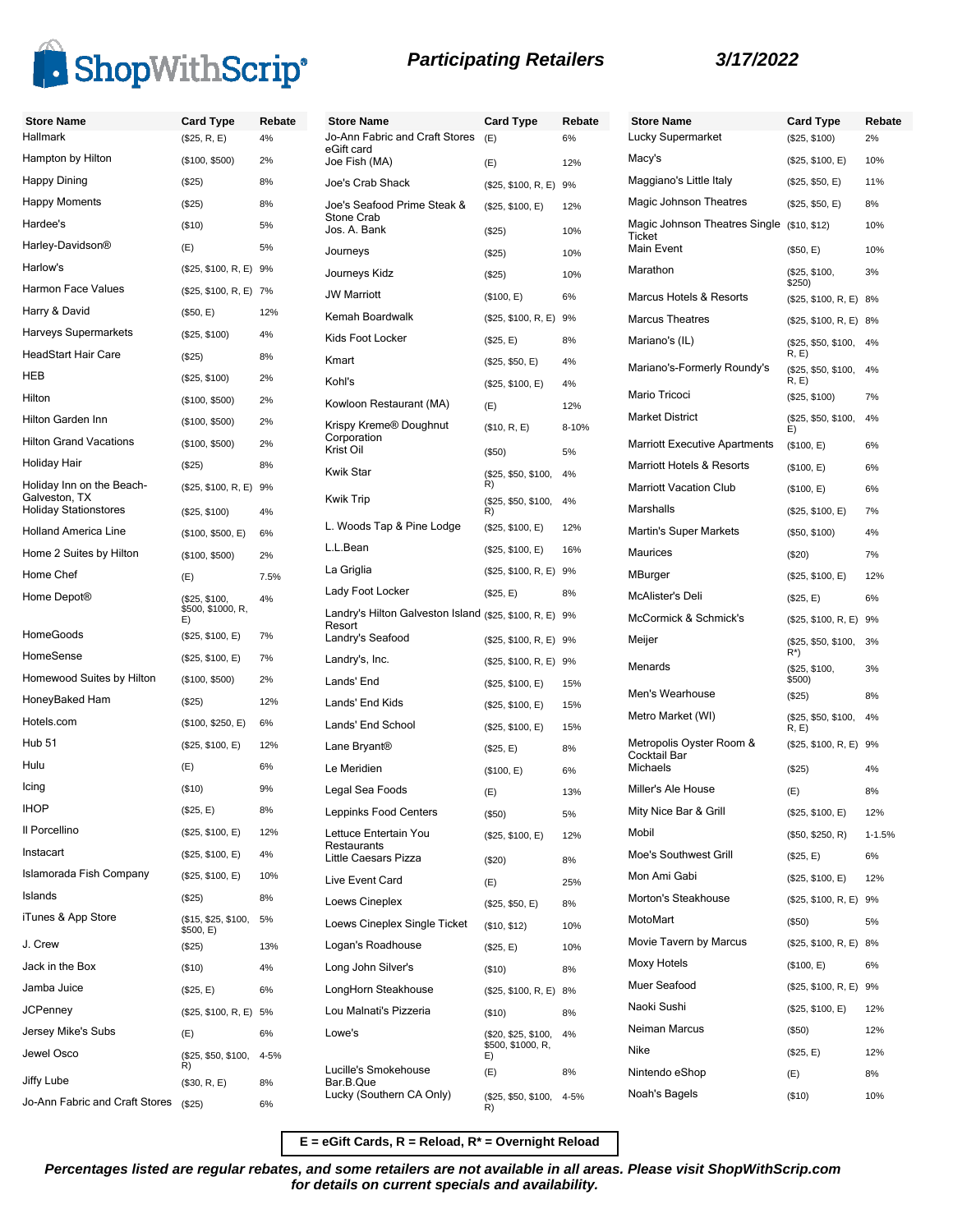# ShopWithScrip®

## Participating Retailers

**3/17/2022**

| Store Name | Card Type | Rebate |
|---|---|---|
| Hallmark | ($25, R, E) | 4% |
| Hampton by Hilton | ($100, $500) | 2% |
| Happy Dining | ($25) | 8% |
| Happy Moments | ($25) | 8% |
| Hardee's | ($10) | 5% |
| Harley-Davidson® | (E) | 5% |
| Harlow's | ($25, $100, R, E) | 9% |
| Harmon Face Values | ($25, $100, R, E) | 7% |
| Harry & David | ($50, E) | 12% |
| Harveys Supermarkets | ($25, $100) | 4% |
| HeadStart Hair Care | ($25) | 8% |
| HEB | ($25, $100) | 2% |
| Hilton | ($100, $500) | 2% |
| Hilton Garden Inn | ($100, $500) | 2% |
| Hilton Grand Vacations | ($100, $500) | 2% |
| Holiday Hair | ($25) | 8% |
| Holiday Inn on the Beach-Galveston, TX | ($25, $100, R, E) | 9% |
| Holiday Stationstores | ($25, $100) | 4% |
| Holland America Line | ($100, $500, E) | 6% |
| Home 2 Suites by Hilton | ($100, $500) | 2% |
| Home Chef | (E) | 7.5% |
| Home Depot® | ($25, $100, $500, $1000, R, E) | 4% |
| HomeGoods | ($25, $100, E) | 7% |
| HomeSense | ($25, $100, E) | 7% |
| Homewood Suites by Hilton | ($100, $500) | 2% |
| HoneyBaked Ham | ($25) | 12% |
| Hotels.com | ($100, $250, E) | 6% |
| Hub 51 | ($25, $100, E) | 12% |
| Hulu | (E) | 6% |
| Icing | ($10) | 9% |
| IHOP | ($25, E) | 8% |
| Il Porcellino | ($25, $100, E) | 12% |
| Instacart | ($25, $100, E) | 4% |
| Islamorada Fish Company | ($25, $100, E) | 10% |
| Islands | ($25) | 8% |
| iTunes & App Store | ($15, $25, $100, $500, E) | 5% |
| J. Crew | ($25) | 13% |
| Jack in the Box | ($10) | 4% |
| Jamba Juice | ($25, E) | 6% |
| JCPenney | ($25, $100, R, E) | 5% |
| Jersey Mike's Subs | (E) | 6% |
| Jewel Osco | ($25, $50, $100, R) | 4-5% |
| Jiffy Lube | ($30, R, E) | 8% |
| Jo-Ann Fabric and Craft Stores | ($25) | 6% |
| Jo-Ann Fabric and Craft Stores eGift card | (E) | 6% |
| Joe Fish (MA) | (E) | 12% |
| Joe's Crab Shack | ($25, $100, R, E) | 9% |
| Joe's Seafood Prime Steak & Stone Crab | ($25, $100, E) | 12% |
| Jos. A. Bank | ($25) | 10% |
| Journeys | ($25) | 10% |
| Journeys Kidz | ($25) | 10% |
| JW Marriott | ($100, E) | 6% |
| Kemah Boardwalk | ($25, $100, R, E) | 9% |
| Kids Foot Locker | ($25, E) | 8% |
| Kmart | ($25, $50, E) | 4% |
| Kohl's | ($25, $100, E) | 4% |
| Kowloon Restaurant (MA) | (E) | 12% |
| Krispy Kreme® Doughnut Corporation | ($10, R, E) | 8-10% |
| Krist Oil | ($50) | 5% |
| Kwik Star | ($25, $50, $100, R) | 4% |
| Kwik Trip | ($25, $50, $100, R) | 4% |
| L. Woods Tap & Pine Lodge | ($25, $100, E) | 12% |
| L.L.Bean | ($25, $100, E) | 16% |
| La Griglia | ($25, $100, R, E) | 9% |
| Lady Foot Locker | ($25, E) | 8% |
| Landry's Hilton Galveston Island Resort | ($25, $100, R, E) | 9% |
| Landry's Seafood | ($25, $100, R, E) | 9% |
| Landry's, Inc. | ($25, $100, R, E) | 9% |
| Lands' End | ($25, $100, E) | 15% |
| Lands' End Kids | ($25, $100, E) | 15% |
| Lands' End School | ($25, $100, E) | 15% |
| Lane Bryant® | ($25, E) | 8% |
| Le Meridien | ($100, E) | 6% |
| Legal Sea Foods | (E) | 13% |
| Leppinks Food Centers | ($50) | 5% |
| Lettuce Entertain You Restaurants | ($25, $100, E) | 12% |
| Little Caesars Pizza | ($20) | 8% |
| Live Event Card | (E) | 25% |
| Loews Cineplex | ($25, $50, E) | 8% |
| Loews Cineplex Single Ticket | ($10, $12) | 10% |
| Logan's Roadhouse | ($25, E) | 10% |
| Long John Silver's | ($10) | 8% |
| LongHorn Steakhouse | ($25, $100, R, E) | 8% |
| Lou Malnati's Pizzeria | ($10) | 8% |
| Lowe's | ($20, $25, $100, $500, $1000, R, E) | 4% |
| Lucille's Smokehouse Bar.B.Que | (E) | 8% |
| Lucky (Southern CA Only) | ($25, $50, $100, R) | 4-5% |
| Lucky Supermarket | ($25, $100) | 2% |
| Macy's | ($25, $100, E) | 10% |
| Maggiano's Little Italy | ($25, $50, E) | 11% |
| Magic Johnson Theatres | ($25, $50, E) | 8% |
| Magic Johnson Theatres Single Ticket | ($10, $12) | 10% |
| Main Event | ($50, E) | 10% |
| Marathon | ($25, $100, $250) | 3% |
| Marcus Hotels & Resorts | ($25, $100, R, E) | 8% |
| Marcus Theatres | ($25, $100, R, E) | 8% |
| Mariano's (IL) | ($25, $50, $100, R, E) | 4% |
| Mariano's-Formerly Roundy's | ($25, $50, $100, R, E) | 4% |
| Mario Tricoci | ($25, $100) | 7% |
| Market District | ($25, $50, $100, E) | 4% |
| Marriott Executive Apartments | ($100, E) | 6% |
| Marriott Hotels & Resorts | ($100, E) | 6% |
| Marriott Vacation Club | ($100, E) | 6% |
| Marshalls | ($25, $100, E) | 7% |
| Martin's Super Markets | ($50, $100) | 4% |
| Maurices | ($20) | 7% |
| MBurger | ($25, $100, E) | 12% |
| McAlister's Deli | ($25, E) | 6% |
| McCormick & Schmick's | ($25, $100, R, E) | 9% |
| Meijer | ($25, $50, $100, R*) | 3% |
| Menards | ($25, $100, $500) | 3% |
| Men's Wearhouse | ($25) | 8% |
| Metro Market (WI) | ($25, $50, $100, R, E) | 4% |
| Metropolis Oyster Room & Cocktail Bar | ($25, $100, R, E) | 9% |
| Michaels | ($25) | 4% |
| Miller's Ale House | (E) | 8% |
| Mity Nice Bar & Grill | ($25, $100, E) | 12% |
| Mobil | ($50, $250, R) | 1-1.5% |
| Moe's Southwest Grill | ($25, E) | 6% |
| Mon Ami Gabi | ($25, $100, E) | 12% |
| Morton's Steakhouse | ($25, $100, R, E) | 9% |
| MotoMart | ($50) | 5% |
| Movie Tavern by Marcus | ($25, $100, R, E) | 8% |
| Moxy Hotels | ($100, E) | 6% |
| Muer Seafood | ($25, $100, R, E) | 9% |
| Naoki Sushi | ($25, $100, E) | 12% |
| Neiman Marcus | ($50) | 12% |
| Nike | ($25, E) | 12% |
| Nintendo eShop | (E) | 8% |
| Noah's Bagels | ($10) | 10% |

**E = eGift Cards, R = Reload, R* = Overnight Reload**

***Percentages listed are regular rebates, and some retailers are not available in all areas. Please visit ShopWithScrip.com for details on current specials and availability.***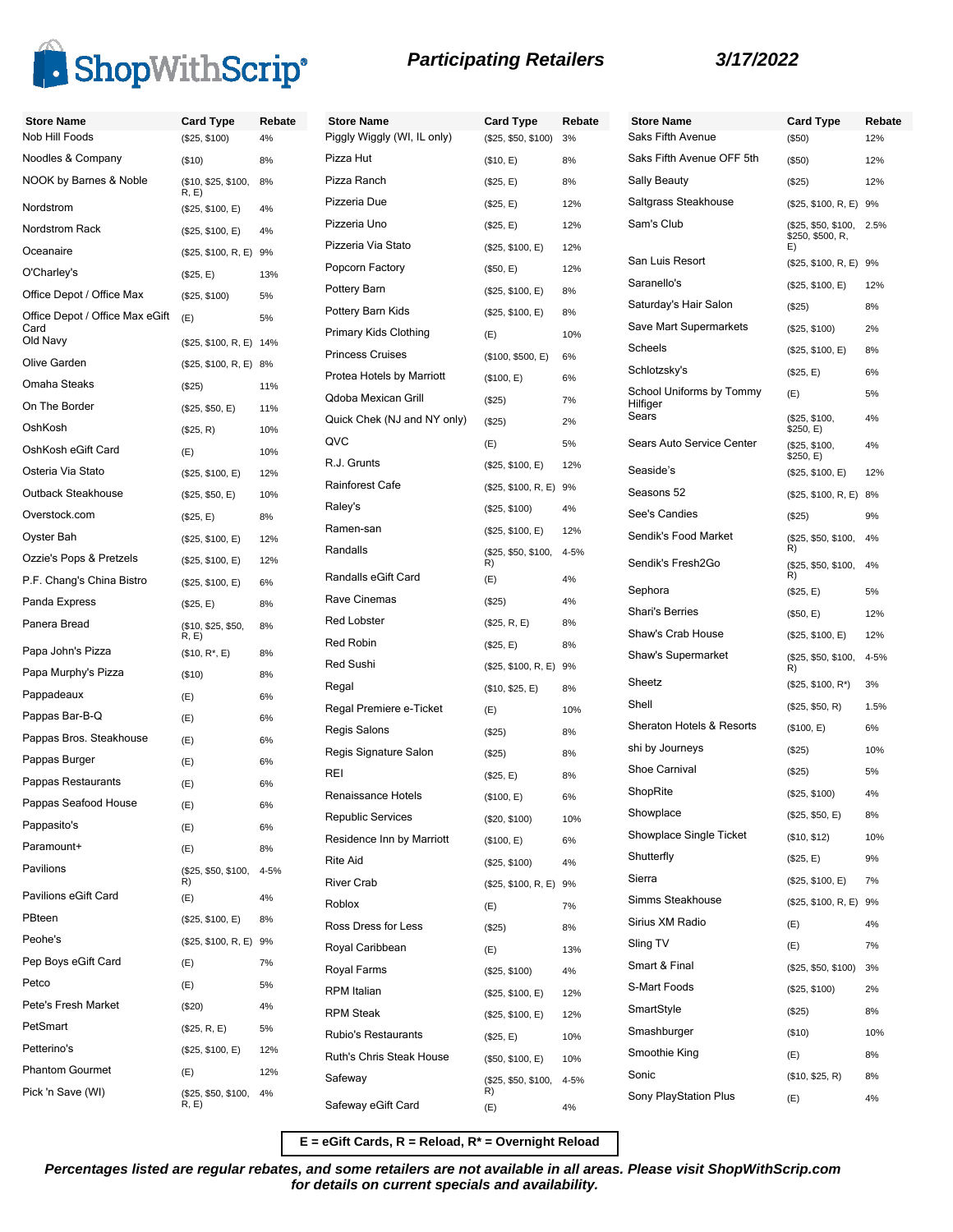ShopWithScrip®

## Participating Retailers

3/17/2022

| Store Name | Card Type | Rebate |
|---|---|---|
| Nob Hill Foods | ($25, $100) | 4% |
| Noodles & Company | ($10) | 8% |
| NOOK by Barnes & Noble | ($10, $25, $100, R, E) | 8% |
| Nordstrom | ($25, $100, E) | 4% |
| Nordstrom Rack | ($25, $100, E) | 4% |
| Oceanaire | ($25, $100, R, E) | 9% |
| O'Charley's | ($25, E) | 13% |
| Office Depot / Office Max | ($25, $100) | 5% |
| Office Depot / Office Max eGift Card | (E) | 5% |
| Old Navy | ($25, $100, R, E) | 14% |
| Olive Garden | ($25, $100, R, E) | 8% |
| Omaha Steaks | ($25) | 11% |
| On The Border | ($25, $50, E) | 11% |
| OshKosh | ($25, R) | 10% |
| OshKosh eGift Card | (E) | 10% |
| Osteria Via Stato | ($25, $100, E) | 12% |
| Outback Steakhouse | ($25, $50, E) | 10% |
| Overstock.com | ($25, E) | 8% |
| Oyster Bah | ($25, $100, E) | 12% |
| Ozzie's Pops & Pretzels | ($25, $100, E) | 12% |
| P.F. Chang's China Bistro | ($25, $100, E) | 6% |
| Panda Express | ($25, E) | 8% |
| Panera Bread | ($10, $25, $50, R, E) | 8% |
| Papa John's Pizza | ($10, R*, E) | 8% |
| Papa Murphy's Pizza | ($10) | 8% |
| Pappadeaux | (E) | 6% |
| Pappas Bar-B-Q | (E) | 6% |
| Pappas Bros. Steakhouse | (E) | 6% |
| Pappas Burger | (E) | 6% |
| Pappas Restaurants | (E) | 6% |
| Pappas Seafood House | (E) | 6% |
| Pappasito's | (E) | 6% |
| Paramount+ | (E) | 8% |
| Pavilions | ($25, $50, $100, R) | 4-5% |
| Pavilions eGift Card | (E) | 4% |
| PBteen | ($25, $100, E) | 8% |
| Peohe's | ($25, $100, R, E) | 9% |
| Pep Boys eGift Card | (E) | 7% |
| Petco | (E) | 5% |
| Pete's Fresh Market | ($20) | 4% |
| PetSmart | ($25, R, E) | 5% |
| Petterino's | ($25, $100, E) | 12% |
| Phantom Gourmet | (E) | 12% |
| Pick 'n Save (WI) | ($25, $50, $100, R, E) | 4% |
| Piggly Wiggly (WI, IL only) | ($25, $50, $100) | 3% |
| Pizza Hut | ($10, E) | 8% |
| Pizza Ranch | ($25, E) | 8% |
| Pizzeria Due | ($25, E) | 12% |
| Pizzeria Uno | ($25, E) | 12% |
| Pizzeria Via Stato | ($25, $100, E) | 12% |
| Popcorn Factory | ($50, E) | 12% |
| Pottery Barn | ($25, $100, E) | 8% |
| Pottery Barn Kids | ($25, $100, E) | 8% |
| Primary Kids Clothing | (E) | 10% |
| Princess Cruises | ($100, $500, E) | 6% |
| Protea Hotels by Marriott | ($100, E) | 6% |
| Qdoba Mexican Grill | ($25) | 7% |
| Quick Chek (NJ and NY only) | ($25) | 2% |
| QVC | (E) | 5% |
| R.J. Grunts | ($25, $100, E) | 12% |
| Rainforest Cafe | ($25, $100, R, E) | 9% |
| Raley's | ($25, $100) | 4% |
| Ramen-san | ($25, $100, E) | 12% |
| Randalls | ($25, $50, $100, R) | 4-5% |
| Randalls eGift Card | (E) | 4% |
| Rave Cinemas | ($25) | 4% |
| Red Lobster | ($25, R, E) | 8% |
| Red Robin | ($25, E) | 8% |
| Red Sushi | ($25, $100, R, E) | 9% |
| Regal | ($10, $25, E) | 8% |
| Regal Premiere e-Ticket | (E) | 10% |
| Regis Salons | ($25) | 8% |
| Regis Signature Salon | ($25) | 8% |
| REI | ($25, E) | 8% |
| Renaissance Hotels | ($100, E) | 6% |
| Republic Services | ($20, $100) | 10% |
| Residence Inn by Marriott | ($100, E) | 6% |
| Rite Aid | ($25, $100) | 4% |
| River Crab | ($25, $100, R, E) | 9% |
| Roblox | (E) | 7% |
| Ross Dress for Less | ($25) | 8% |
| Royal Caribbean | (E) | 13% |
| Royal Farms | ($25, $100) | 4% |
| RPM Italian | ($25, $100, E) | 12% |
| RPM Steak | ($25, $100, E) | 12% |
| Rubio's Restaurants | ($25, E) | 10% |
| Ruth's Chris Steak House | ($50, $100, E) | 10% |
| Safeway | ($25, $50, $100, R) | 4-5% |
| Safeway eGift Card | (E) | 4% |
| Saks Fifth Avenue | ($50) | 12% |
| Saks Fifth Avenue OFF 5th | ($50) | 12% |
| Sally Beauty | ($25) | 12% |
| Saltgrass Steakhouse | ($25, $100, R, E) | 9% |
| Sam's Club | ($25, $50, $100, $250, $500, R, E) | 2.5% |
| San Luis Resort | ($25, $100, R, E) | 9% |
| Saranello's | ($25, $100, E) | 12% |
| Saturday's Hair Salon | ($25) | 8% |
| Save Mart Supermarkets | ($25, $100) | 2% |
| Scheels | ($25, $100, E) | 8% |
| Schlotzsky's | ($25, E) | 6% |
| School Uniforms by Tommy Hilfiger | (E) | 5% |
| Sears | ($25, $100, $250, E) | 4% |
| Sears Auto Service Center | ($25, $100, $250, E) | 4% |
| Seaside's | ($25, $100, E) | 12% |
| Seasons 52 | ($25, $100, R, E) | 8% |
| See's Candies | ($25) | 9% |
| Sendik's Food Market | ($25, $50, $100, R) | 4% |
| Sendik's Fresh2Go | ($25, $50, $100, R) | 4% |
| Sephora | ($25, E) | 5% |
| Shari's Berries | ($50, E) | 12% |
| Shaw's Crab House | ($25, $100, E) | 12% |
| Shaw's Supermarket | ($25, $50, $100, R) | 4-5% |
| Sheetz | ($25, $100, R*) | 3% |
| Shell | ($25, $50, R) | 1.5% |
| Sheraton Hotels & Resorts | ($100, E) | 6% |
| shi by Journeys | ($25) | 10% |
| Shoe Carnival | ($25) | 5% |
| ShopRite | ($25, $100) | 4% |
| Showplace | ($25, $50, E) | 8% |
| Showplace Single Ticket | ($10, $12) | 10% |
| Shutterfly | ($25, E) | 9% |
| Sierra | ($25, $100, E) | 7% |
| Simms Steakhouse | ($25, $100, R, E) | 9% |
| Sirius XM Radio | (E) | 4% |
| Sling TV | (E) | 7% |
| Smart & Final | ($25, $50, $100) | 3% |
| S-Mart Foods | ($25, $100) | 2% |
| SmartStyle | ($25) | 8% |
| Smashburger | ($10) | 10% |
| Smoothie King | (E) | 8% |
| Sonic | ($10, $25, R) | 8% |
| Sony PlayStation Plus | (E) | 4% |

**E = eGift Cards, R = Reload, R* = Overnight Reload**

***Percentages listed are regular rebates, and some retailers are not available in all areas. Please visit ShopWithScrip.com for details on current specials and availability.***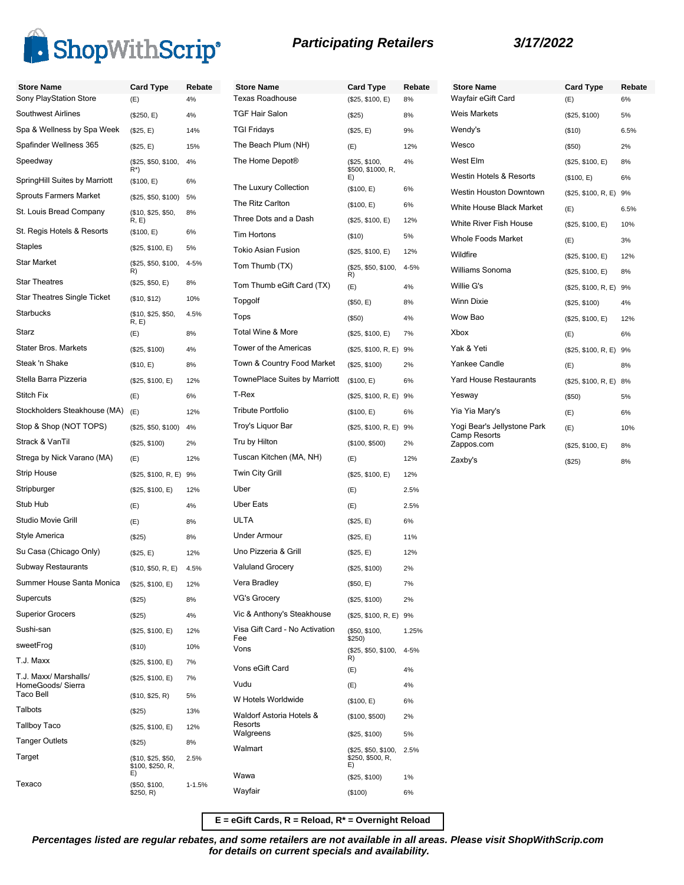# Participating Retailers

3/17/2022

| Store Name | Card Type | Rebate |
|---|---|---|
| Sony PlayStation Store | (E) | 4% |
| Southwest Airlines | ($250, E) | 4% |
| Spa & Wellness by Spa Week | ($25, E) | 14% |
| Spafinder Wellness 365 | ($25, E) | 15% |
| Speedway | ($25, $50, $100, R*) | 4% |
| SpringHill Suites by Marriott | ($100, E) | 6% |
| Sprouts Farmers Market | ($25, $50, $100) | 5% |
| St. Louis Bread Company | ($10, $25, $50, R, E) | 8% |
| St. Regis Hotels & Resorts | ($100, E) | 6% |
| Staples | ($25, $100, E) | 5% |
| Star Market | ($25, $50, $100, R) | 4-5% |
| Star Theatres | ($25, $50, E) | 8% |
| Star Theatres Single Ticket | ($10, $12) | 10% |
| Starbucks | ($10, $25, $50, R, E) | 4.5% |
| Starz | (E) | 8% |
| Stater Bros. Markets | ($25, $100) | 4% |
| Steak 'n Shake | ($10, E) | 8% |
| Stella Barra Pizzeria | ($25, $100, E) | 12% |
| Stitch Fix | (E) | 6% |
| Stockholders Steakhouse (MA) | (E) | 12% |
| Stop & Shop (NOT TOPS) | ($25, $50, $100) | 4% |
| Strack & VanTil | ($25, $100) | 2% |
| Strega by Nick Varano (MA) | (E) | 12% |
| Strip House | ($25, $100, R, E) | 9% |
| Stripburger | ($25, $100, E) | 12% |
| Stub Hub | (E) | 4% |
| Studio Movie Grill | (E) | 8% |
| Style America | ($25) | 8% |
| Su Casa (Chicago Only) | ($25, E) | 12% |
| Subway Restaurants | ($10, $50, R, E) | 4.5% |
| Summer House Santa Monica | ($25, $100, E) | 12% |
| Supercuts | ($25) | 8% |
| Superior Grocers | ($25) | 4% |
| Sushi-san | ($25, $100, E) | 12% |
| sweetFrog | ($10) | 10% |
| T.J. Maxx | ($25, $100, E) | 7% |
| T.J. Maxx/ Marshalls/ HomeGoods/ Sierra | ($25, $100, E) | 7% |
| Taco Bell | ($10, $25, R) | 5% |
| Talbots | ($25) | 13% |
| Tallboy Taco | ($25, $100, E) | 12% |
| Tanger Outlets | ($25) | 8% |
| Target | ($10, $25, $50, $100, $250, R, E) | 2.5% |
| Texaco | ($50, $100, $250, R) | 1-1.5% |
| Texas Roadhouse | ($25, $100, E) | 8% |
| TGF Hair Salon | ($25) | 8% |
| TGI Fridays | ($25, E) | 9% |
| The Beach Plum (NH) | (E) | 12% |
| The Home Depot® | ($25, $100, $500, $1000, R, E) | 4% |
| The Luxury Collection | ($100, E) | 6% |
| The Ritz Carlton | ($100, E) | 6% |
| Three Dots and a Dash | ($25, $100, E) | 12% |
| Tim Hortons | ($10) | 5% |
| Tokio Asian Fusion | ($25, $100, E) | 12% |
| Tom Thumb (TX) | ($25, $50, $100, R) | 4-5% |
| Tom Thumb eGift Card (TX) | (E) | 4% |
| Topgolf | ($50, E) | 8% |
| Tops | ($50) | 4% |
| Total Wine & More | ($25, $100, E) | 7% |
| Tower of the Americas | ($25, $100, R, E) | 9% |
| Town & Country Food Market | ($25, $100) | 2% |
| TownePlace Suites by Marriott | ($100, E) | 6% |
| T-Rex | ($25, $100, R, E) | 9% |
| Tribute Portfolio | ($100, E) | 6% |
| Troy's Liquor Bar | ($25, $100, R, E) | 9% |
| Tru by Hilton | ($100, $500) | 2% |
| Tuscan Kitchen (MA, NH) | (E) | 12% |
| Twin City Grill | ($25, $100, E) | 12% |
| Uber | (E) | 2.5% |
| Uber Eats | (E) | 2.5% |
| ULTA | ($25, E) | 6% |
| Under Armour | ($25, E) | 11% |
| Uno Pizzeria & Grill | ($25, E) | 12% |
| Valuland Grocery | ($25, $100) | 2% |
| Vera Bradley | ($50, E) | 7% |
| VG's Grocery | ($25, $100) | 2% |
| Vic & Anthony's Steakhouse | ($25, $100, R, E) | 9% |
| Visa Gift Card - No Activation Fee | ($50, $100, $250) | 1.25% |
| Vons | ($25, $50, $100, R) | 4-5% |
| Vons eGift Card | (E) | 4% |
| Vudu | (E) | 4% |
| W Hotels Worldwide | ($100, E) | 6% |
| Waldorf Astoria Hotels & Resorts | ($100, $500) | 2% |
| Walgreens | ($25, $100) | 5% |
| Walmart | ($25, $50, $100, $250, $500, R, E) | 2.5% |
| Wawa | ($25, $100) | 1% |
| Wayfair | ($100) | 6% |
| Wayfair eGift Card | (E) | 6% |
| Weis Markets | ($25, $100) | 5% |
| Wendy's | ($10) | 6.5% |
| Wesco | ($50) | 2% |
| West Elm | ($25, $100, E) | 8% |
| Westin Hotels & Resorts | ($100, E) | 6% |
| Westin Houston Downtown | ($25, $100, R, E) | 9% |
| White House Black Market | (E) | 6.5% |
| White River Fish House | ($25, $100, E) | 10% |
| Whole Foods Market | (E) | 3% |
| Wildfire | ($25, $100, E) | 12% |
| Williams Sonoma | ($25, $100, E) | 8% |
| Willie G's | ($25, $100, R, E) | 9% |
| Winn Dixie | ($25, $100) | 4% |
| Wow Bao | ($25, $100, E) | 12% |
| Xbox | (E) | 6% |
| Yak & Yeti | ($25, $100, R, E) | 9% |
| Yankee Candle | (E) | 8% |
| Yard House Restaurants | ($25, $100, R, E) | 8% |
| Yesway | ($50) | 5% |
| Yia Yia Mary's | (E) | 6% |
| Yogi Bear's Jellystone Park Camp Resorts | (E) | 10% |
| Zappos.com | ($25, $100, E) | 8% |
| Zaxby's | ($25) | 8% |

**E = eGift Cards, R = Reload, R* = Overnight Reload**

***Percentages listed are regular rebates, and some retailers are not available in all areas. Please visit ShopWithScrip.com for details on current specials and availability.***